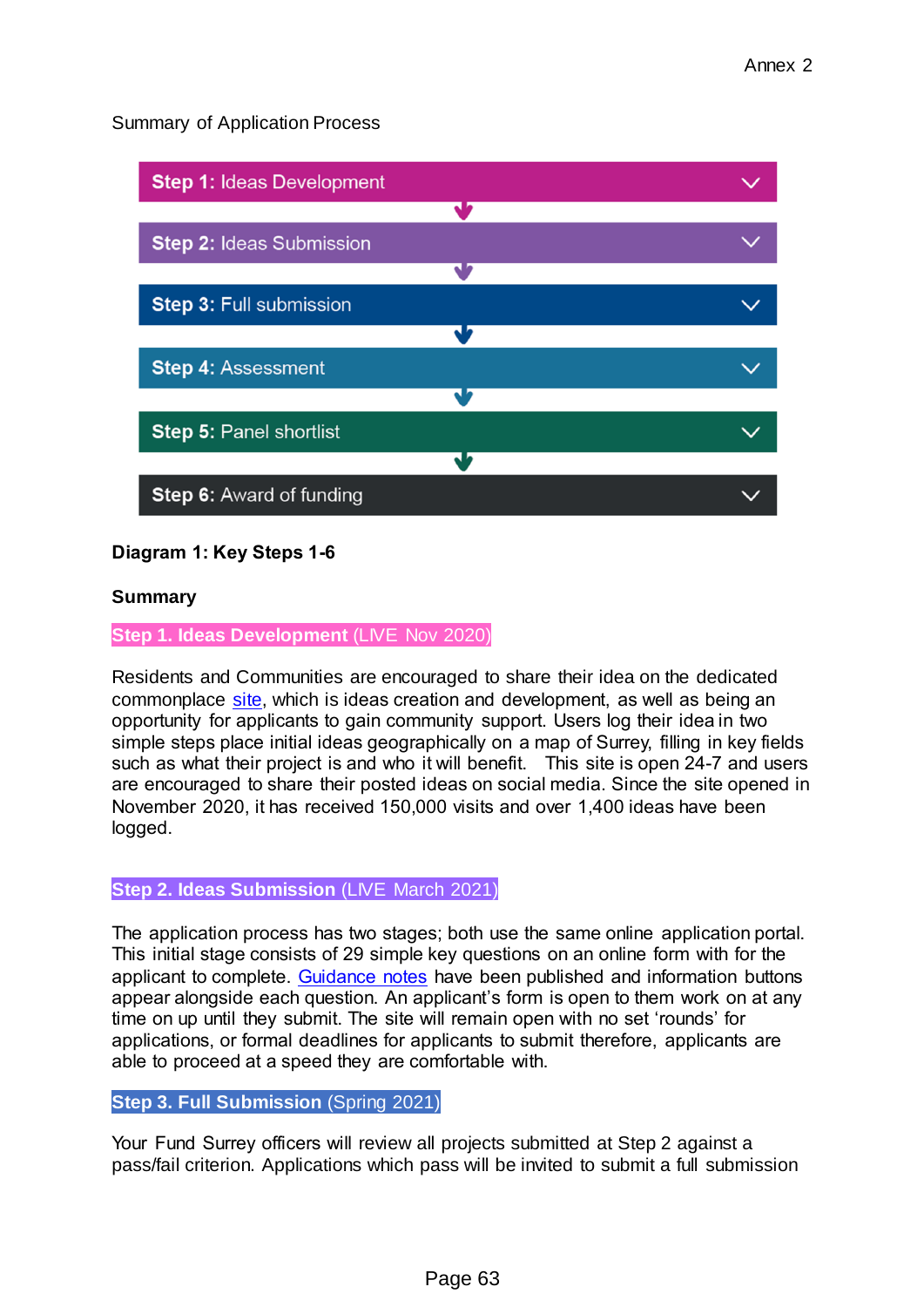Annex 2

Summary of Application Process

**Step 1:** Ideas Development

**Step 2:** Ideas Submission

**Step 3:** Full submission

**Step 4:** Assessment

**Step 5:** Panel shortlist

**Step 6:** Award of funding

**Diagram 1: Key Steps 1-6**

**Summary**

**Step 1. Ideas Development** (LIVE Nov 2020)

Residents and Communities are encouraged to share their idea on the dedicated commonplace site, which is ideas creation and development, as well as being an opportunity for applicants to gain community support. Users log their idea in two simple steps place initial ideas geographically on a map of Surrey, filling in key fields such as what their project is and who it will benefit. This site is open 24-7 and users are encouraged to share their posted ideas on social media. Since the site opened in November 2020, it has received 150,000 visits and over 1,400 ideas have been logged.

**Step 2. Ideas Submission** (LIVE March 2021)

The application process has two stages; both use the same online application portal. This initial stage consists of 29 simple key questions on an online form with for the applicant to complete. Guidance notes have been published and information buttons appear alongside each question. An applicant's form is open to them work on at any time on up until they submit. The site will remain open with no set 'rounds' for applications, or formal deadlines for applicants to submit therefore, applicants are able to proceed at a speed they are comfortable with.

**Step 3. Full Submission** (Spring 2021)

Your Fund Surrey officers will review all projects submitted at Step 2 against a pass/fail criterion. Applications which pass will be invited to submit a full submission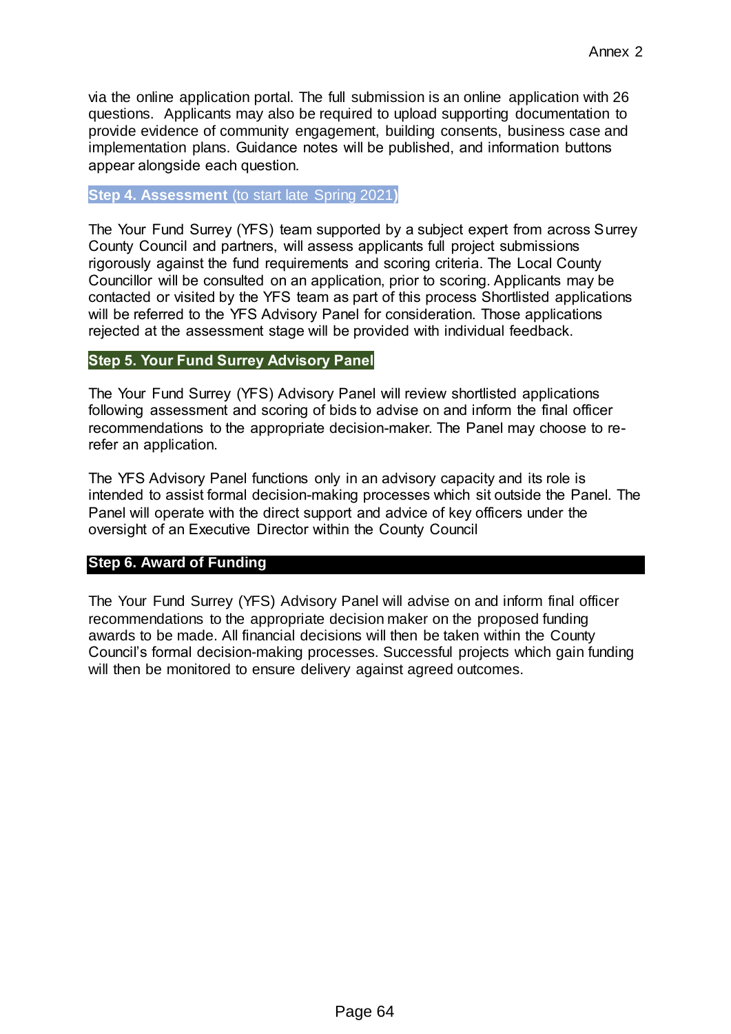via the online application portal. The full submission is an online application with 26 questions. Applicants may also be required to upload supporting documentation to provide evidence of community engagement, building consents, business case and implementation plans. Guidance notes will be published, and information buttons appear alongside each question.

### **Step 4. Assessment** (to start late Spring 2021)

The Your Fund Surrey (YFS) team supported by a subject expert from across Surrey County Council and partners, will assess applicants full project submissions rigorously against the fund requirements and scoring criteria. The Local County Councillor will be consulted on an application, prior to scoring. Applicants may be contacted or visited by the YFS team as part of this process Shortlisted applications will be referred to the YFS Advisory Panel for consideration. Those applications rejected at the assessment stage will be provided with individual feedback.

### **Step 5. Your Fund Surrey Advisory Panel**

The Your Fund Surrey (YFS) Advisory Panel will review shortlisted applications following assessment and scoring of bids to advise on and inform the final officer recommendations to the appropriate decision-maker. The Panel may choose to re-refer an application.

The YFS Advisory Panel functions only in an advisory capacity and its role is intended to assist formal decision-making processes which sit outside the Panel. The Panel will operate with the direct support and advice of key officers under the oversight of an Executive Director within the County Council

### **Step 6. Award of Funding**

The Your Fund Surrey (YFS) Advisory Panel will advise on and inform final officer recommendations to the appropriate decision maker on the proposed funding awards to be made. All financial decisions will then be taken within the County Council's formal decision-making processes. Successful projects which gain funding will then be monitored to ensure delivery against agreed outcomes.